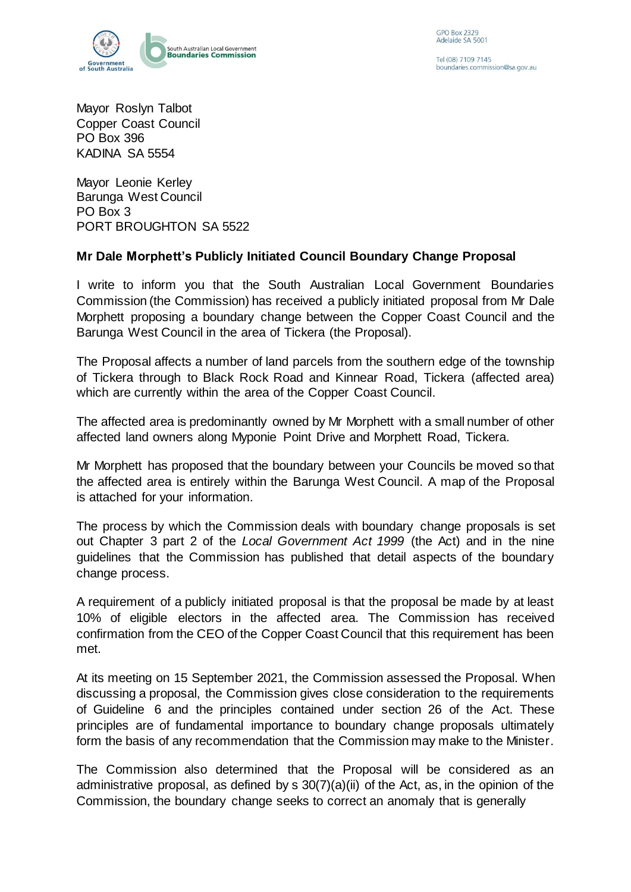GPO Box 2329
Adelaide SA 5001

Tel (08) 7109 7145
boundaries.commission@sa.gov.au

Mayor Roslyn Talbot
Copper Coast Council
PO Box 396
KADINA SA 5554

Mayor Leonie Kerley
Barunga West Council
PO Box 3
PORT BROUGHTON SA 5522

**Mr Dale Morphett's Publicly Initiated Council Boundary Change Proposal**

I write to inform you that the South Australian Local Government Boundaries Commission (the Commission) has received a publicly initiated proposal from Mr Dale Morphett proposing a boundary change between the Copper Coast Council and the Barunga West Council in the area of Tickera (the Proposal).

The Proposal affects a number of land parcels from the southern edge of the township of Tickera through to Black Rock Road and Kinnear Road, Tickera (affected area) which are currently within the area of the Copper Coast Council.

The affected area is predominantly owned by Mr Morphett with a small number of other affected land owners along Myponie Point Drive and Morphett Road, Tickera.

Mr Morphett has proposed that the boundary between your Councils be moved so that the affected area is entirely within the Barunga West Council. A map of the Proposal is attached for your information.

The process by which the Commission deals with boundary change proposals is set out Chapter 3 part 2 of the *Local Government Act 1999* (the Act) and in the nine guidelines that the Commission has published that detail aspects of the boundary change process.

A requirement of a publicly initiated proposal is that the proposal be made by at least 10% of eligible electors in the affected area. The Commission has received confirmation from the CEO of the Copper Coast Council that this requirement has been met.

At its meeting on 15 September 2021, the Commission assessed the Proposal. When discussing a proposal, the Commission gives close consideration to the requirements of Guideline 6 and the principles contained under section 26 of the Act. These principles are of fundamental importance to boundary change proposals ultimately form the basis of any recommendation that the Commission may make to the Minister.

The Commission also determined that the Proposal will be considered as an administrative proposal, as defined by s 30(7)(a)(ii) of the Act, as, in the opinion of the Commission, the boundary change seeks to correct an anomaly that is generally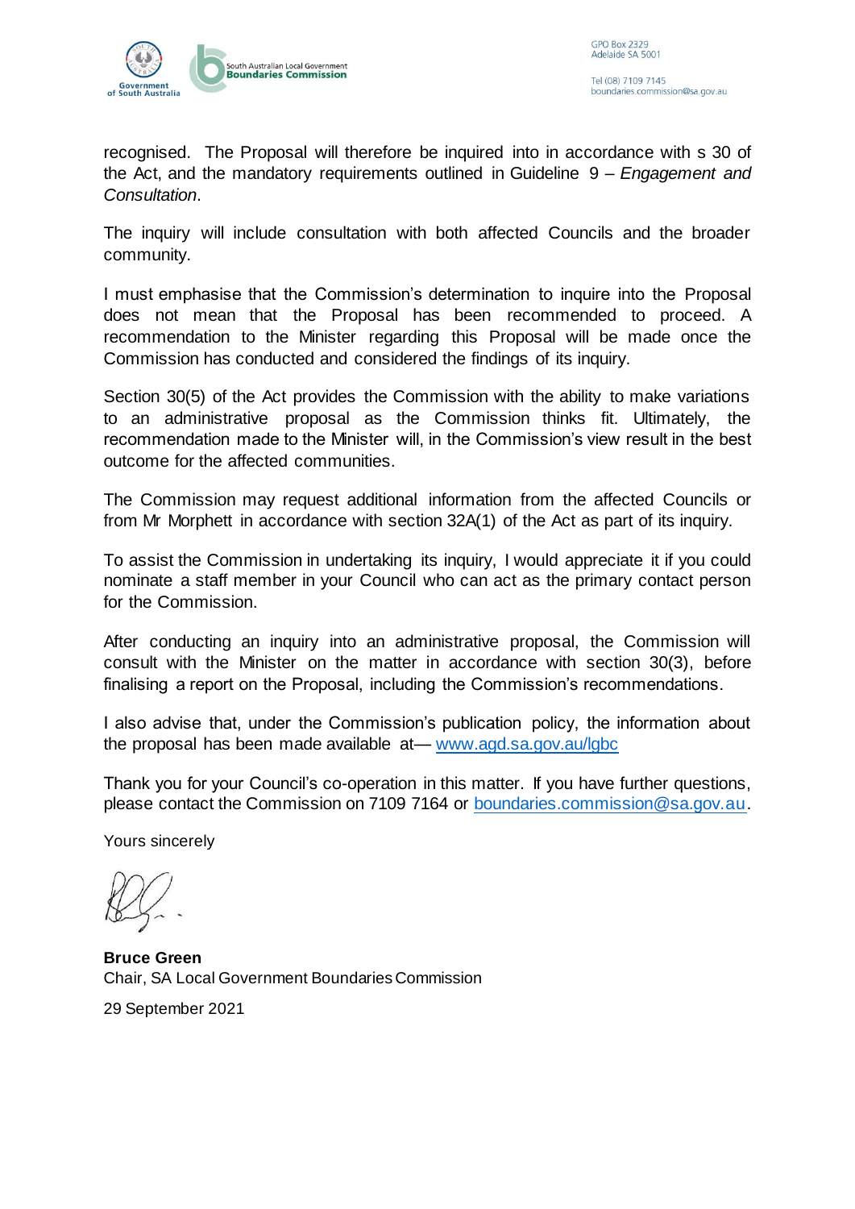recognised. The Proposal will therefore be inquired into in accordance with s 30 of the Act, and the mandatory requirements outlined in Guideline 9 – *Engagement and Consultation*.

The inquiry will include consultation with both affected Councils and the broader community.

I must emphasise that the Commission's determination to inquire into the Proposal does not mean that the Proposal has been recommended to proceed. A recommendation to the Minister regarding this Proposal will be made once the Commission has conducted and considered the findings of its inquiry.

Section 30(5) of the Act provides the Commission with the ability to make variations to an administrative proposal as the Commission thinks fit. Ultimately, the recommendation made to the Minister will, in the Commission's view result in the best outcome for the affected communities.

The Commission may request additional information from the affected Councils or from Mr Morphett in accordance with section 32A(1) of the Act as part of its inquiry.

To assist the Commission in undertaking its inquiry, I would appreciate it if you could nominate a staff member in your Council who can act as the primary contact person for the Commission.

After conducting an inquiry into an administrative proposal, the Commission will consult with the Minister on the matter in accordance with section 30(3), before finalising a report on the Proposal, including the Commission's recommendations.

I also advise that, under the Commission's publication policy, the information about the proposal has been made available at— www.agd.sa.gov.au/lgbc

Thank you for your Council's co-operation in this matter. If you have further questions, please contact the Commission on 7109 7164 or boundaries.commission@sa.gov.au.

Yours sincerely

**Bruce Green**
Chair, SA Local Government Boundaries Commission

29 September 2021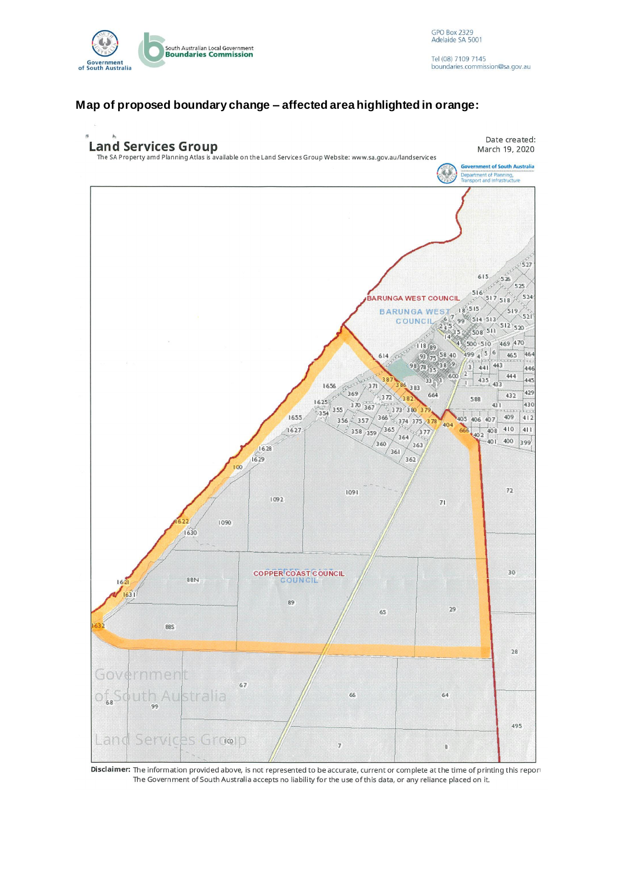Government of South Australia

South Australian Local Government **Boundaries Commission**

GPO Box 2329
Adelaide SA 5001

Tel (08) 7109 7145
boundaries.commission@sa.gov.au

## Map of proposed boundary change – affected area highlighted in orange:

**Land Services Group**

The SA Property amd Planning Atlas is available on the Land Services Group Website: www.sa.gov.au/landservices

Date created:
March 19, 2020

Government of South Australia
Department of Planning, Transport and Infrastructure

BARUNGA WEST COUNCIL

BARUNGA WEST COUNCIL

COPPER COAST COUNCIL

COPPER COAST COUNCIL

Government of South Australia

Land Services Group

**Disclaimer:** The information provided above, is not represented to be accurate, current or complete at the time of printing this report. The Government of South Australia accepts no liability for the use of this data, or any reliance placed on it.